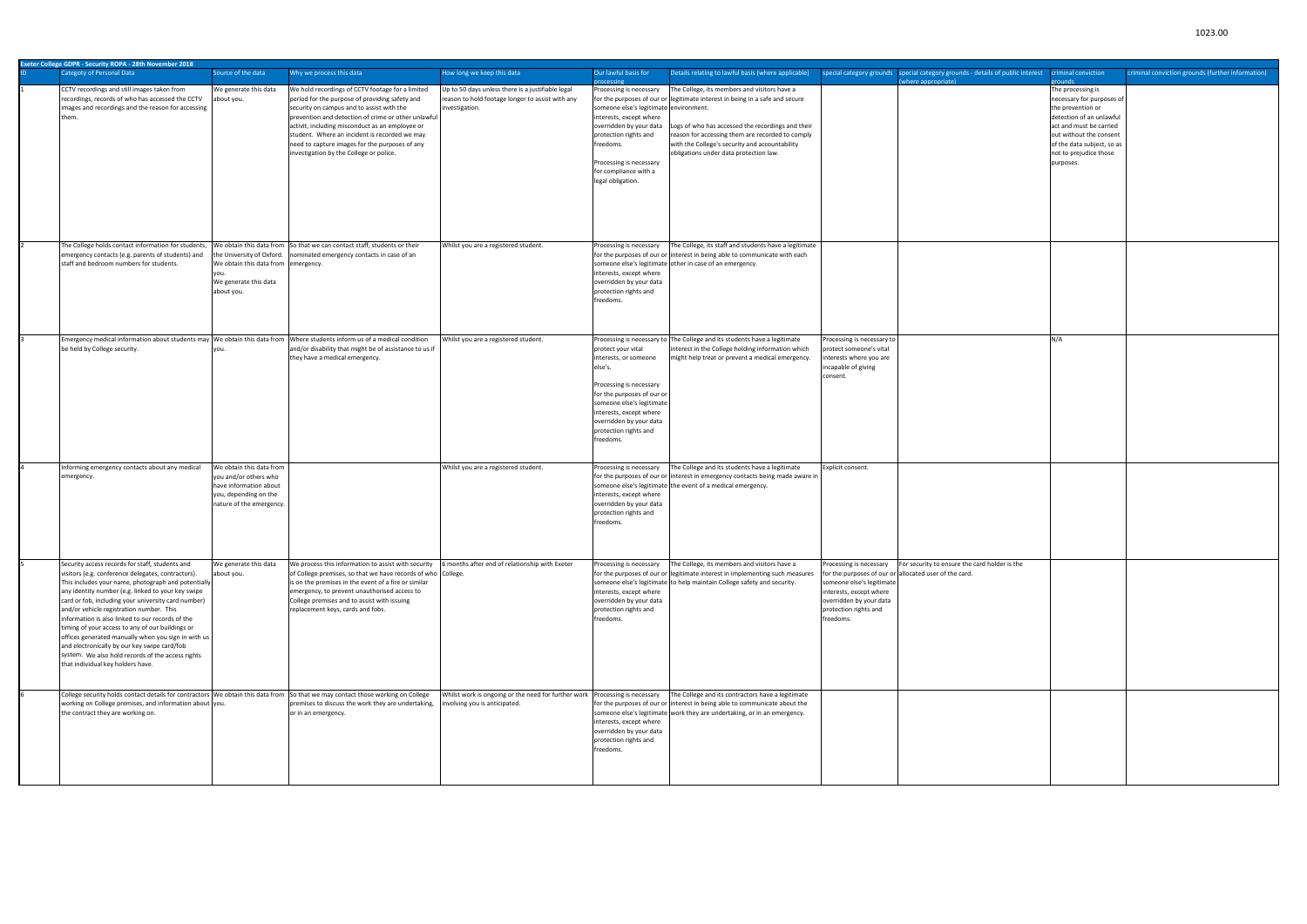| Exeter College GDPR - Security ROPA - 28th November 2018 | | | | | | | | | | |
|---|---|---|---|---|---|---|---|---|---|---|
| ID | Category of Personal Data | Source of the data | Why we process this data | How long we keep this data | Our lawful basis for processing | Details relating to lawful basis (where applicable) | special category grounds | special category grounds - details of public interest (where appropriate) | criminal conviction grounds | criminal conviction grounds (further information) |
| 1 | CCTV recordings and still images taken from recordings, records of who has accessed the CCTV images and recordings and the reason for accessing them. | We generate this data about you. | We hold recordings of CCTV footage for a limited period for the purpose of providing safety and security on campus and to assist with the prevention and detection of crime or other unlawful activit, including misconduct as an employee or student. Where an incident is recorded we may need to capture images for the purposes of any investigation by the College or police. | Up to 50 days unless there is a justifiable legal reason to hold footage longer to assist with any investigation. | Processing is necessary for the purposes of our or someone else's legitimate interests, except where overridden by your data protection rights and freedoms.<br><br>Processing is necessary for compliance with a legal obligation. | The College, its members and visitors have a legitimate interest in being in a safe and secure environment.<br><br>Logs of who has accessed the recordings and their reason for accessing them are recorded to comply with the College's security and accountability obligations under data protection law. | | | The processing is necessary for purposes of the prevention or detection of an unlawful act and must be carried out without the consent of the data subject, so as not to prejudice those purposes. | |
| 2 | The College holds contact information for students, emergency contacts (e.g. parents of students) and staff and bedroom numbers for students. | We obtain this data from the University of Oxford.<br>We obtain this data from you.<br>We generate this data about you. | So that we can contact staff, students or their nominated emergency contacts in case of an emergency. | Whilst you are a registered student. | Processing is necessary for the purposes of our or someone else's legitimate interests, except where overridden by your data protection rights and freedoms. | The College, its staff and students have a legitimate interest in being able to communicate with each other in case of an emergency. | | | | |
| 3 | Emergency medical information about students may be held by College security. | We obtain this data from you. | Where students inform us of a medical condition and/or disability that might be of assistance to us if they have a medical emergency. | Whilst you are a registered student. | Processing is necessary to protect your vital interests, or someone else's.<br><br>Processing is necessary for the purposes of our or someone else's legitimate interests, except where overridden by your data protection rights and freedoms. | The College and its students have a legitimate interest in the College holding information which might help treat or prevent a medical emergency. | Processing is necessary to protect someone's vital interests where you are incapable of giving consent. | | N/A | |
| 4 | Informing emergency contacts about any medical emergency. | We obtain this data from you and/or others who have information about you, depending on the nature of the emergency. | | Whilst you are a registered student. | Processing is necessary for the purposes of our or someone else's legitimate interests, except where overridden by your data protection rights and freedoms. | The College and its students have a legitimate interest in emergency contacts being made aware in the event of a medical emergency. | Explicit consent. | | | |
| 5 | Security access records for staff, students and visitors (e.g. conference delegates, contractors). This includes your name, photograph and potentially any identity number (e.g. linked to your key swipe card or fob, including your university card number) and/or vehicle registration number. This information is also linked to our records of the timing of your access to any of our buildings or offices generated manually when you sign in with us and electronically by our key swipe card/fob system. We also hold records of the access rights that individual key holders have. | We generate this data about you. | We process this information to assist with security of College premises, so that we have records of who is on the premises in the event of a fire or similar emergency, to prevent unauthorised access to College premises and to assist with issuing replacement keys, cards and fobs. | 6 months after end of relationship with Exeter College. | Processing is necessary for the purposes of our or someone else's legitimate interests, except where overridden by your data protection rights and freedoms. | The College, its members and visitors have a legitimate interest in implementing such measures to help maintain College safety and security. | Processing is necessary for the purposes of our or someone else's legitimate interests, except where overridden by your data protection rights and freedoms. | For security to ensure the card holder is the allocated user of the card. | | |
| 6 | College security holds contact details for contractors working on College premises, and information about the contract they are working on. | We obtain this data from you. | So that we may contact those working on College premises to discuss the work they are undertaking, or in an emergency. | Whilst work is ongoing or the need for further work involving you is anticipated. | Processing is necessary for the purposes of our or someone else's legitimate interests, except where overridden by your data protection rights and freedoms. | The College and its contractors have a legitimate interest in being able to communicate about the work they are undertaking, or in an emergency. | | | | |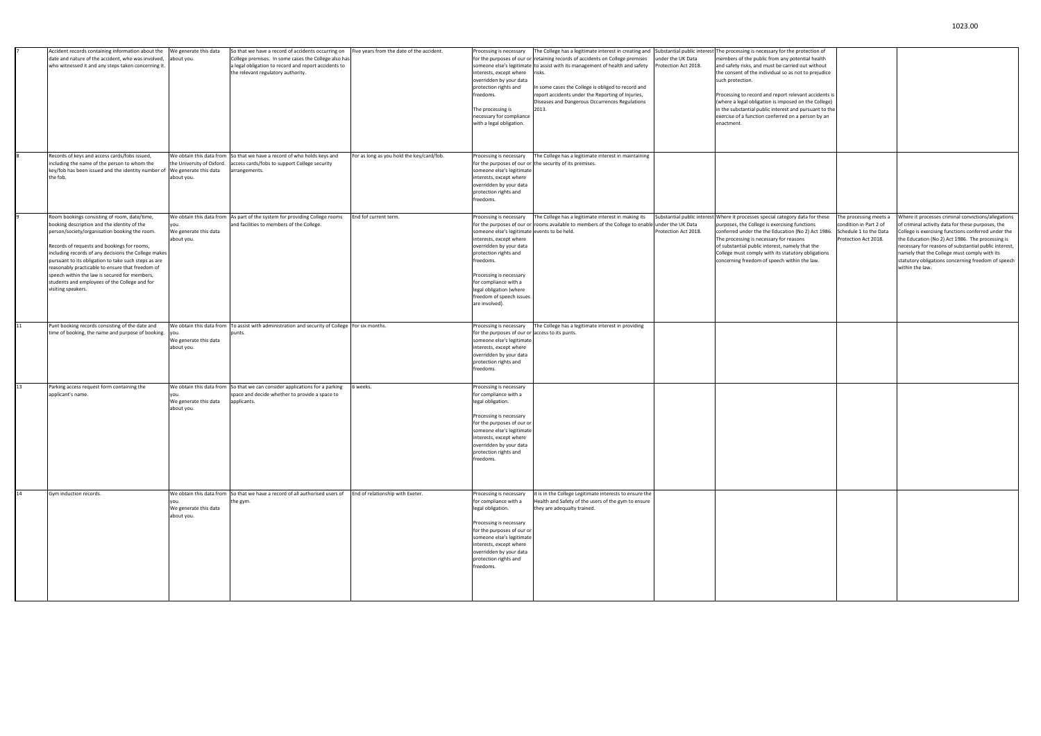| | | | | | | | | | | |
|---|---|---|---|---|---|---|---|---|---|---|
| 7 | Accident records containing information about the date and nature of the accident, who was involved, who witnessed it and any steps taken concerning it. | We generate this data about you. | So that we have a record of accidents occurring on College premises. In some cases the College also has a legal obligation to record and report accidents to the relevant regulatory authority. | Five years from the date of the accident. | Processing is necessary for the purposes of our or someone else's legitimate interests, except where overridden by your data protection rights and freedoms.<br><br>The processing is necessary for compliance with a legal obligation. | The College has a legitimate interest in creating and retaining records of accidents on College premises to assist with its management of health and safety risks.<br><br>In some cases the College is obliged to record and report accidents under the Reporting of Injuries, Diseases and Dangerous Occurrences Regulations 2013. | Substantial public interest under the UK Data Protection Act 2018. | The processing is necessary for the protection of members of the public from any potential health and safety risks, and must be carried out without the consent of the individual so as not to prejudice such protection.<br><br>Processing to record and report relevant accidents is (where a legal obligation is imposed on the College) in the substantial public interest and pursuant to the exercise of a function conferred on a person by an enactment. | | |
| 8 | Records of keys and access cards/fobs issued, including the name of the person to whom the key/card/fob has been issued and the identity number of the fob. | We obtain this data from the University of Oxford. We generate this data about you. | So that we have a record of who holds keys and access cards/fobs to support College security arrangements. | For as long as you hold the key/card/fob. | Processing is necessary for the purposes of our or someone else's legitimate interests, except where overridden by your data protection rights and freedoms. | The College has a legitimate interest in maintaining the security of its premises. | | | | |
| 9 | Room bookings consisting of room, date/time, booking description and the identity of the person/society/organisation booking the room.<br><br>Records of requests and bookings for rooms, including records of any decisions the College makes pursuant to its obligation to take such steps as are reasonably practicable to ensure that freedom of speech within the law is secured for members, students and employees of the College and for visiting speakers. | We obtain this data from you. We generate this data about you. | As part of the system for providing College rooms and facilities to members of the College. | End fof current term. | Processing is necessary for the purposes of our or someone else's legitimate interests, except where overridden by your data protection rights and freedoms.<br><br>Processing is necessary for compliance with a legal obligation (where freedom of speech issues are involved). | The College has a legitimate interest in making its rooms available to members of the College to enable events to be held. | Substantial public interest under the UK Data Protection Act 2018. | Where it processes special category data for these purposes, the College is exercising functions conferred under the the Education (No 2) Act 1986. The processing is necessary for reasons of substantial public interest, namely that the College must comply with its statutory obligations concerning freedom of speech within the law. | The processing meets a condition in Part 2 of Schedule 1 to the Data Protection Act 2018. | Where it processes criminal convictions/allegations of criminal activity data for these purposes, the College is exercising functions conferred under the the Education (No 2) Act 1986. The processing is necessary for reasons of substantial public interest, namely that the College must comply with its statutory obligations concerning freedom of speech within the law. |
| 11 | Punt booking records consisting of the date and time of booking, the name and purpose of booking. | We obtain this data from you. We generate this data about you. | To assist with administration and security of College punts. | For six months. | Processing is necessary for the purposes of our or someone else's legitimate interests, except where overridden by your data protection rights and freedoms. | The College has a legitimate interest in providing access to its punts. | | | | |
| 13 | Parking access request form containing the applicant's name. | We obtain this data from you. We generate this data about you. | So that we can consider applications for a parking space and decide whether to provide a space to applicants. | 6 weeks. | Processing is necessary for compliance with a legal obligation.<br><br>Processing is necessary for the purposes of our or someone else's legitimate interests, except where overridden by your data protection rights and freedoms. | | | | | |
| 14 | Gym induction records. | We obtain this data from you. We generate this data about you. | So that we have a record of all authorised users of the gym. | End of relationship with Exeter. | Processing is necessary for compliance with a legal obligation.<br><br>Processing is necessary for the purposes of our or someone else's legitimate interests, except where overridden by your data protection rights and freedoms. | it is in the College Legitimate interests to ensure the Health and Safety of the users of the gym to ensure they are adequalty trained. | | | | |